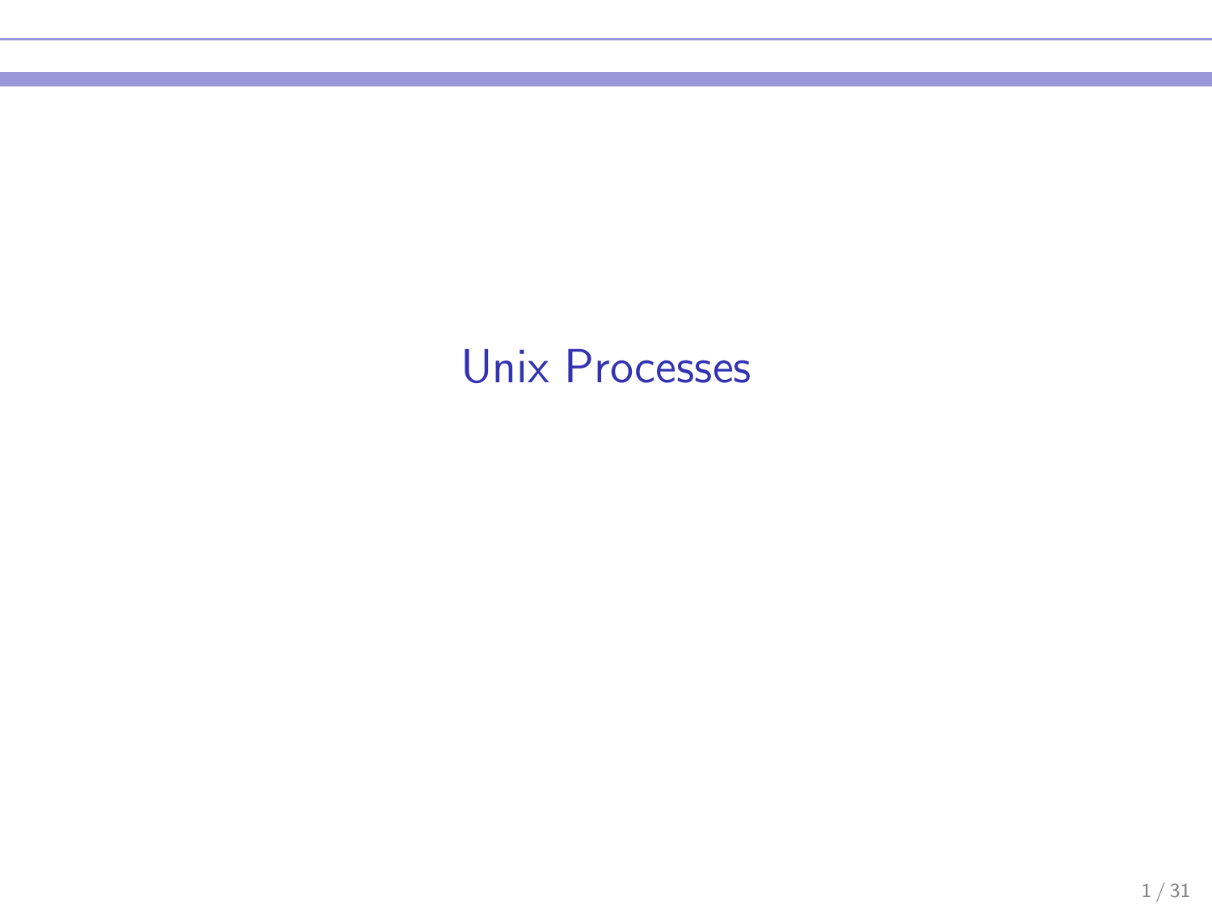# Unix Processes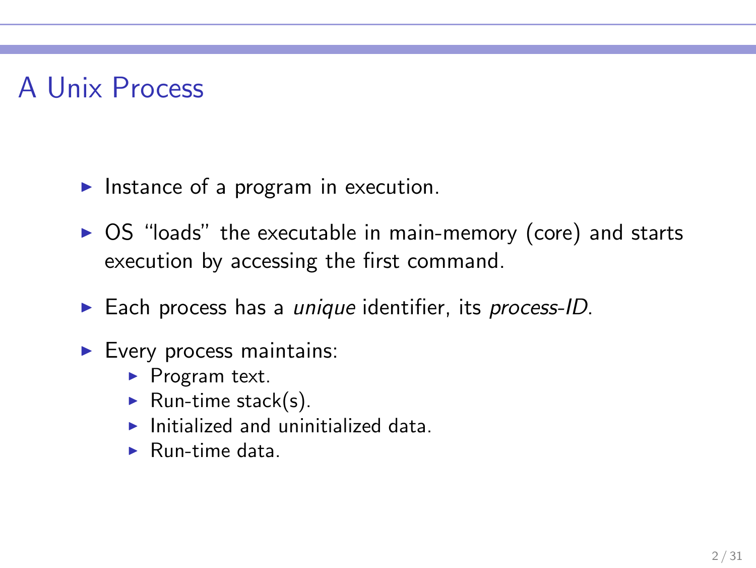# A Unix Process

- Instance of a program in execution.
- OS “loads” the executable in main-memory (core) and starts execution by accessing the first command.
- Each process has a *unique* identifier, its *process-ID*.
- Every process maintains:
  - Program text.
  - Run-time stack(s).
  - Initialized and uninitialized data.
  - Run-time data.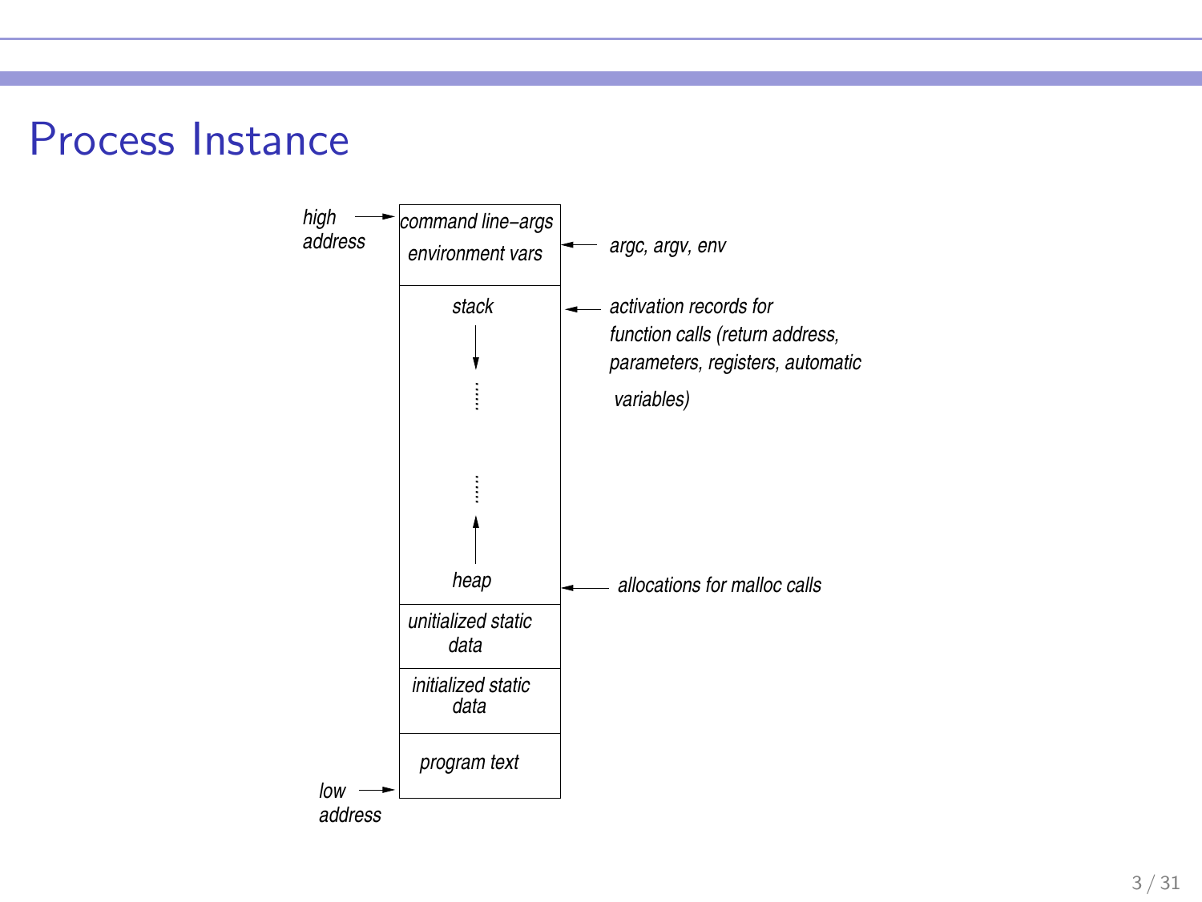# Process Instance

| Address | Memory region | Description |
|---|---|---|
| high address | command line–args, environment vars | argc, argv, env |
| | stack (grows down) | activation records for function calls (return address, parameters, registers, automatic variables) |
| | ⋮ | |
| | heap (grows up) | allocations for malloc calls |
| | unitialized static data | |
| | initialized static data | |
| low address | program text | |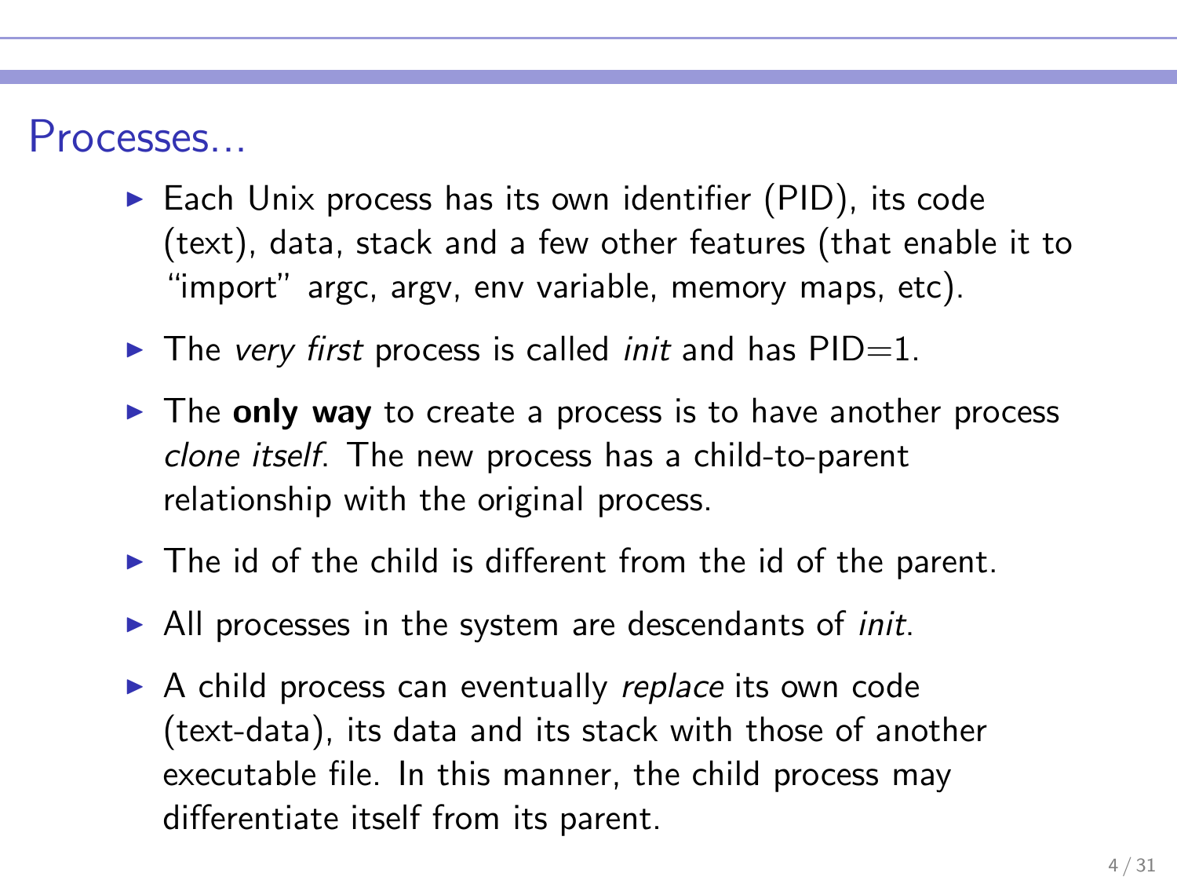# Processes...

- Each Unix process has its own identifier (PID), its code (text), data, stack and a few other features (that enable it to "import" argc, argv, env variable, memory maps, etc).
- The *very first* process is called *init* and has PID=1.
- The **only way** to create a process is to have another process *clone itself*. The new process has a child-to-parent relationship with the original process.
- The id of the child is different from the id of the parent.
- All processes in the system are descendants of *init*.
- A child process can eventually *replace* its own code (text-data), its data and its stack with those of another executable file. In this manner, the child process may differentiate itself from its parent.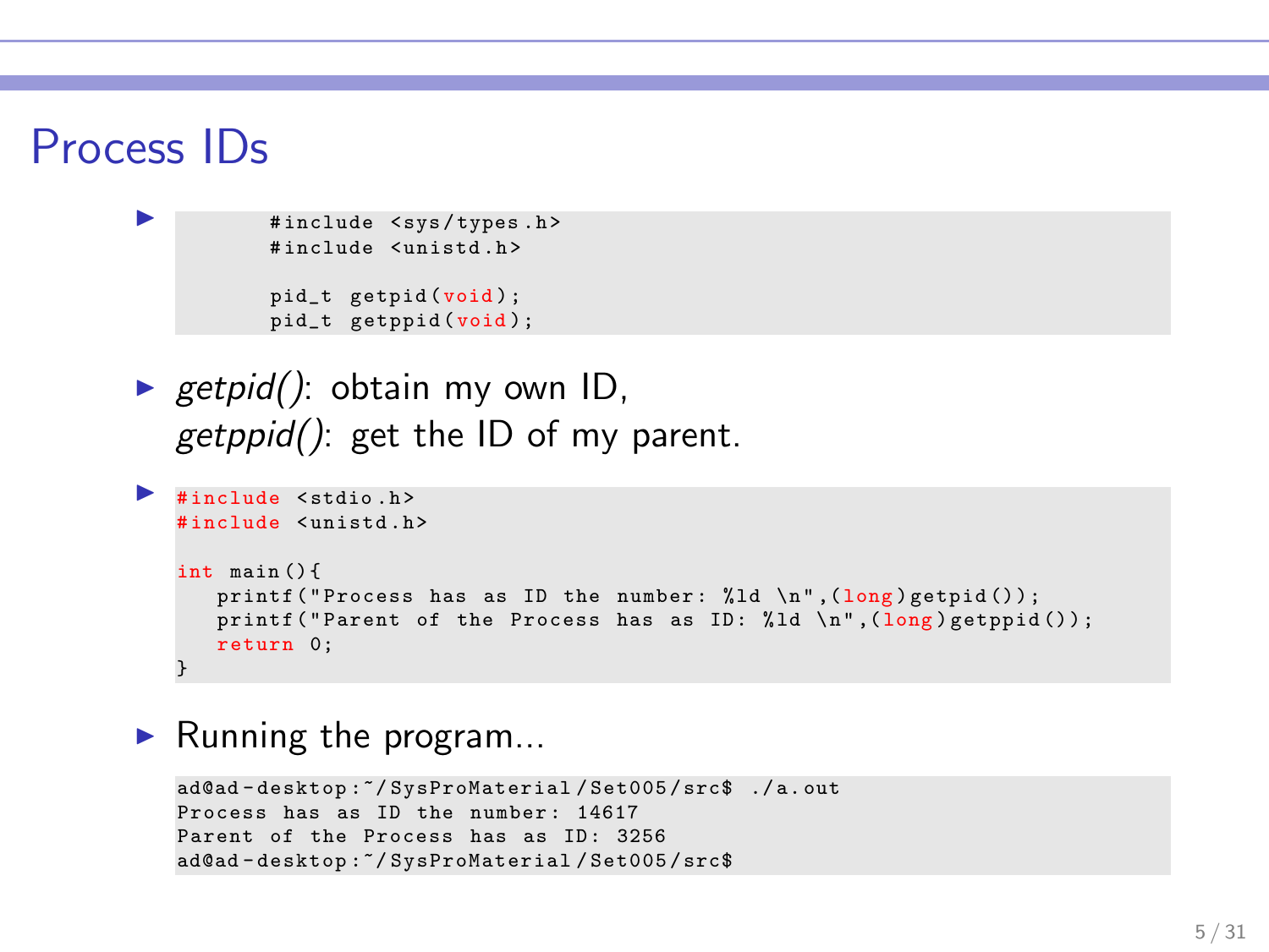# Process IDs

- ```
  #include <sys/types.h>
  #include <unistd.h>

  pid_t getpid(void);
  pid_t getppid(void);
  ```

- *getpid()*: obtain my own ID,
  *getppid()*: get the ID of my parent.

- ```
  #include <stdio.h>
  #include <unistd.h>

  int main(){
     printf("Process has as ID the number: %ld \n",(long)getpid());
     printf("Parent of the Process has as ID: %ld \n",(long)getppid());
     return 0;
  }
  ```

- Running the program...

  ```
  ad@ad-desktop:~/SysProMaterial/Set005/src$ ./a.out
  Process has as ID the number: 14617
  Parent of the Process has as ID: 3256
  ad@ad-desktop:~/SysProMaterial/Set005/src$
  ```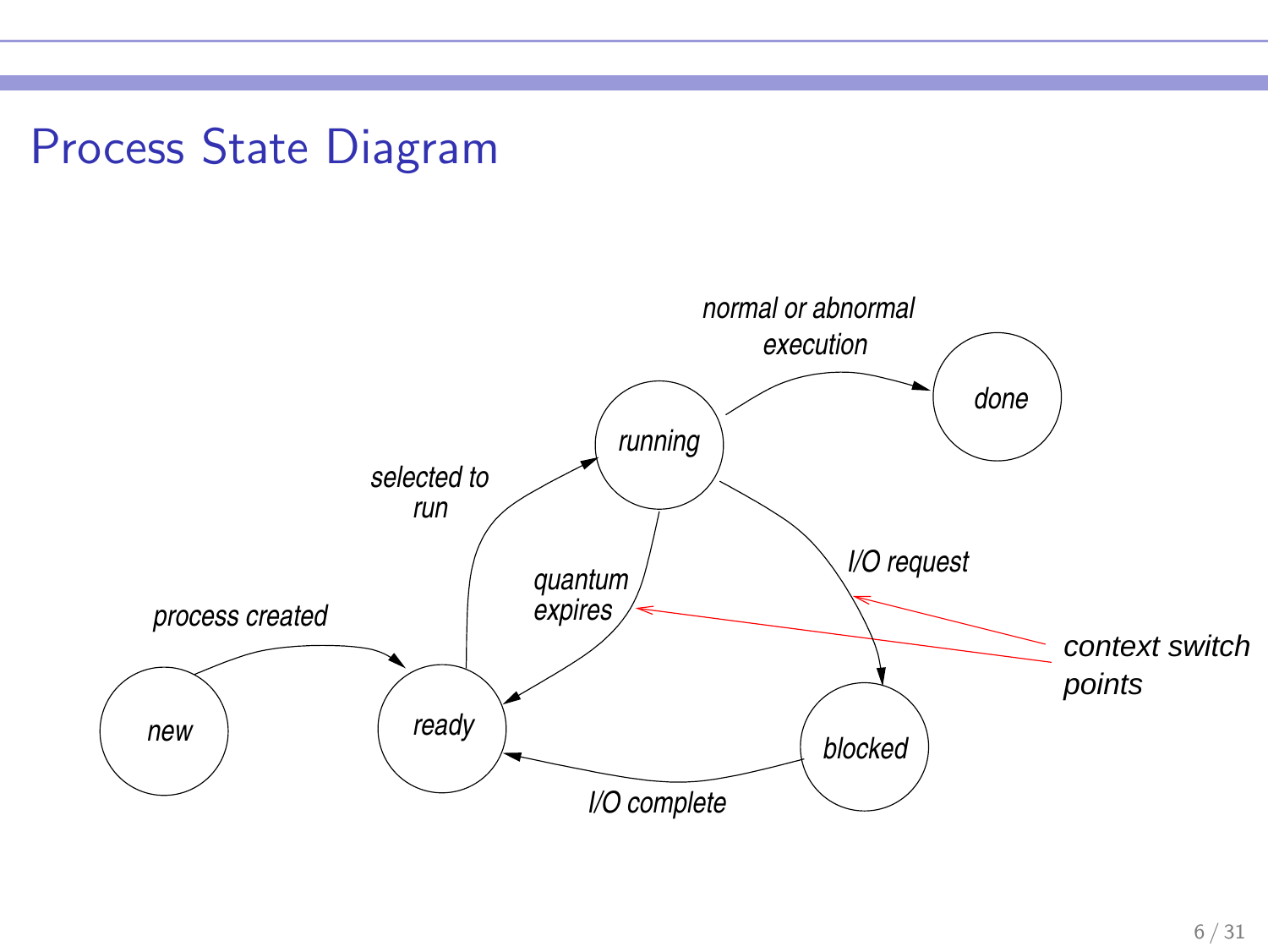# Process State Diagram

new → (process created) → ready

ready → (selected to run) → running

running → (quantum expires) → ready

running → (normal or abnormal execution) → done

running → (I/O request) → blocked

blocked → (I/O complete) → ready

context switch points: quantum expires, I/O request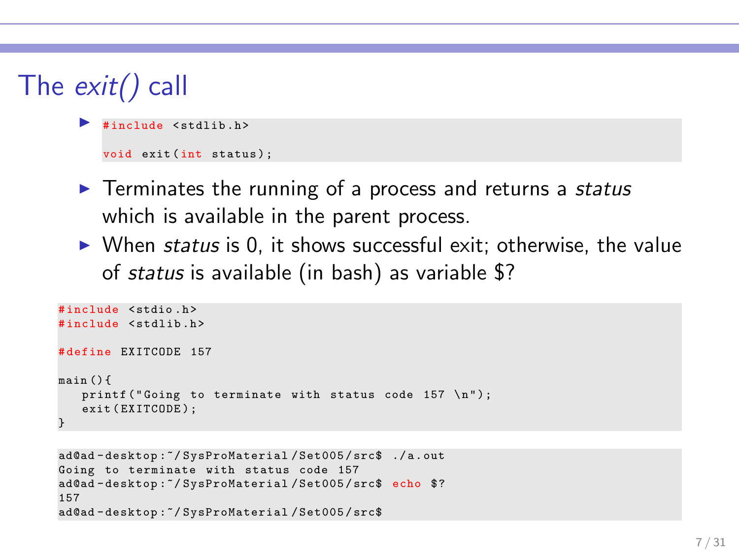# The *exit()* call

- ```c
  #include <stdlib.h>

  void exit(int status);
  ```
- Terminates the running of a process and returns a *status* which is available in the parent process.
- When *status* is 0, it shows successful exit; otherwise, the value of *status* is available (in bash) as variable $?

```c
#include <stdio.h>
#include <stdlib.h>

#define EXITCODE 157

main(){
   printf("Going to terminate with status code 157 \n");
   exit(EXITCODE);
}
```

```
ad@ad-desktop:~/SysProMaterial/Set005/src$ ./a.out
Going to terminate with status code 157
ad@ad-desktop:~/SysProMaterial/Set005/src$ echo $?
157
ad@ad-desktop:~/SysProMaterial/Set005/src$
```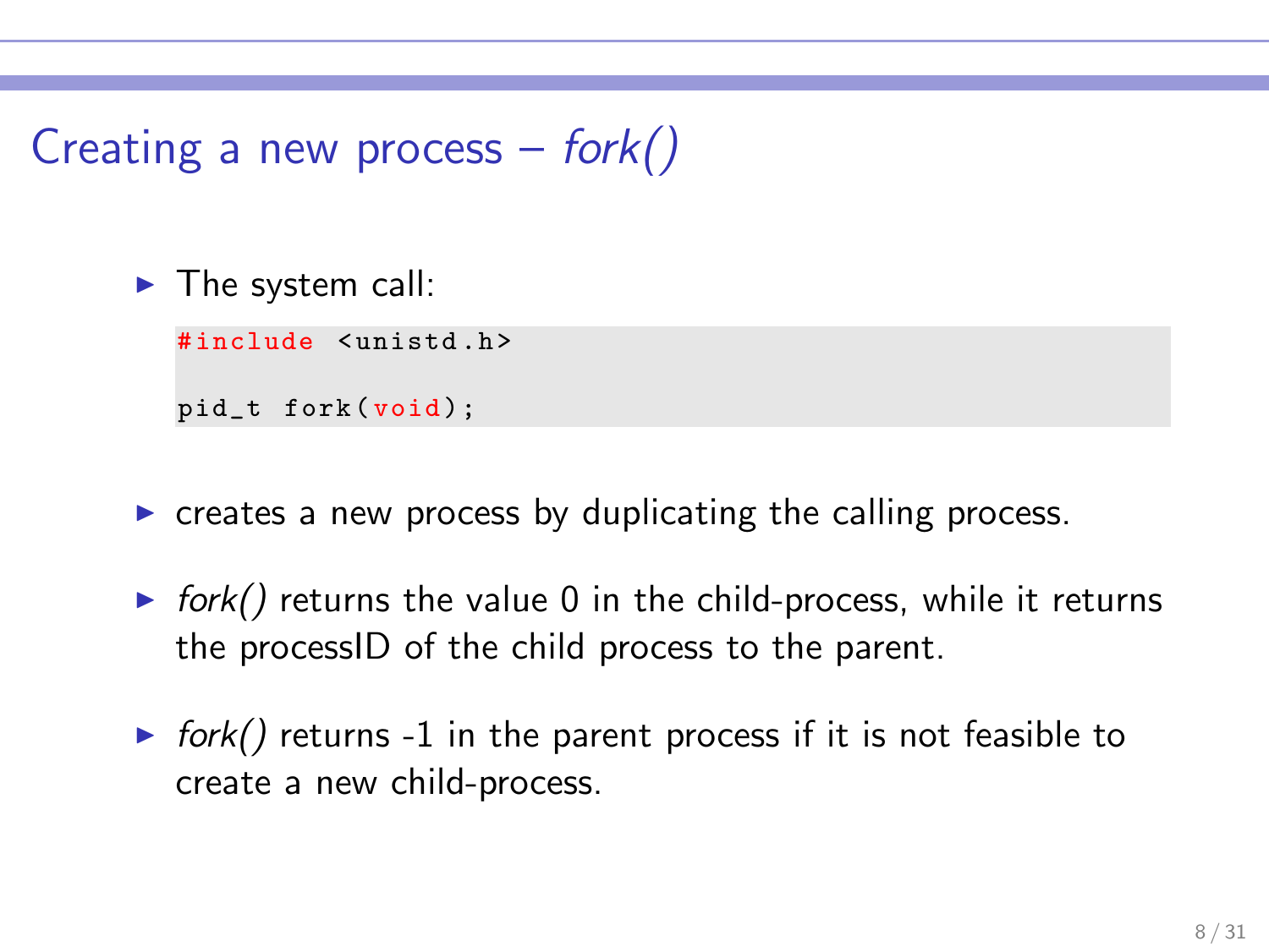# Creating a new process – *fork()*

- The system call:

```
#include <unistd.h>

pid_t fork(void);
```

- creates a new process by duplicating the calling process.
- *fork()* returns the value 0 in the child-process, while it returns the processID of the child process to the parent.
- *fork()* returns -1 in the parent process if it is not feasible to create a new child-process.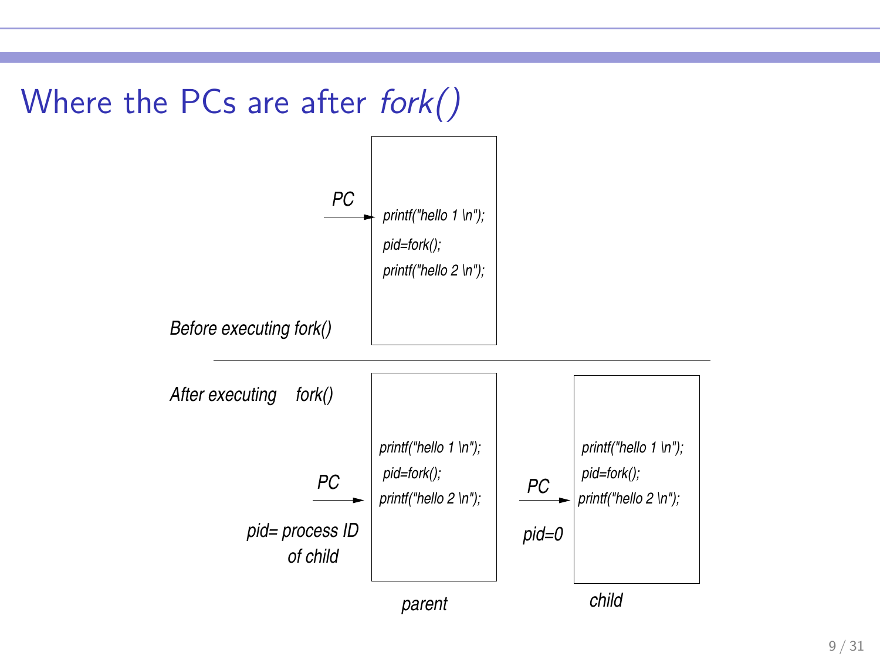# Where the PCs are after *fork()*

*Before executing fork()*

PC →

```
printf("hello 1 \n");
pid=fork();
printf("hello 2 \n");
```

*After executing fork()*

**parent** (pid= process ID of child)

```
printf("hello 1 \n");
pid=fork();
printf("hello 2 \n");   <- PC
```

**child** (pid=0)

```
printf("hello 1 \n");
pid=fork();
printf("hello 2 \n");   <- PC
```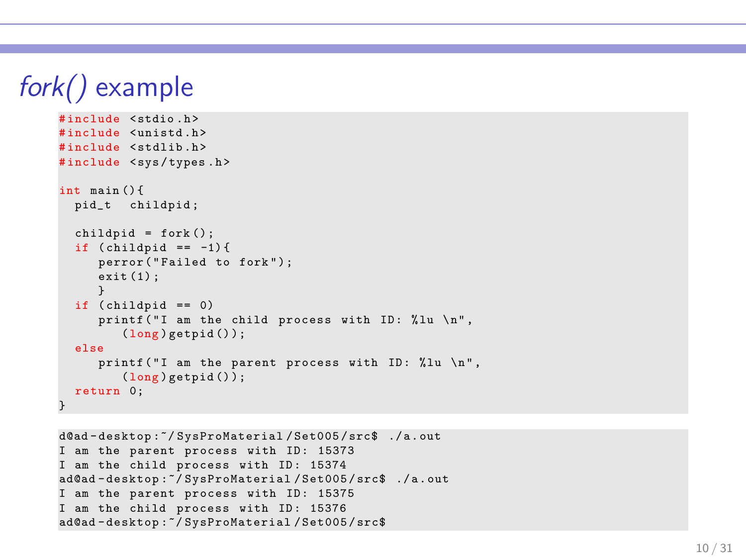# *fork()* example

```c
#include <stdio.h>
#include <unistd.h>
#include <stdlib.h>
#include <sys/types.h>

int main(){
  pid_t  childpid;

  childpid = fork();
  if (childpid == -1){
     perror("Failed to fork");
     exit(1);
     }
  if (childpid == 0)
     printf("I am the child process with ID: %lu \n",
        (long)getpid());
  else
     printf("I am the parent process with ID: %lu \n",
        (long)getpid());
  return 0;
}
```

```
d@ad-desktop:~/SysProMaterial/Set005/src$ ./a.out
I am the parent process with ID: 15373
I am the child process with ID: 15374
ad@ad-desktop:~/SysProMaterial/Set005/src$ ./a.out
I am the parent process with ID: 15375
I am the child process with ID: 15376
ad@ad-desktop:~/SysProMaterial/Set005/src$
```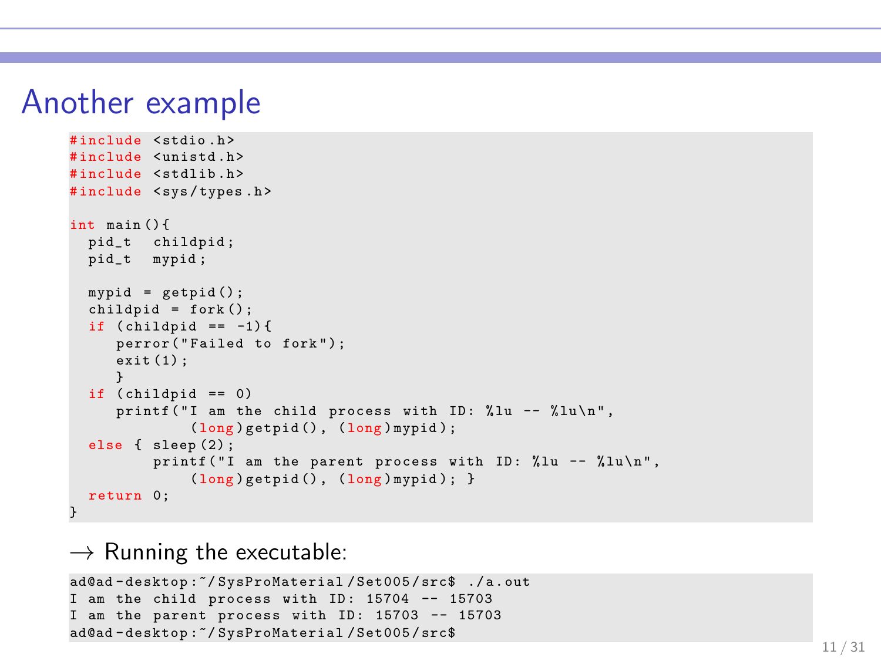# Another example

```c
#include <stdio.h>
#include <unistd.h>
#include <stdlib.h>
#include <sys/types.h>

int main(){
  pid_t  childpid;
  pid_t  mypid;

  mypid = getpid();
  childpid = fork();
  if (childpid == -1){
     perror("Failed to fork");
     exit(1);
     }
  if (childpid == 0)
     printf("I am the child process with ID: %lu -- %lu\n",
            (long)getpid(), (long)mypid);
  else { sleep(2);
         printf("I am the parent process with ID: %lu -- %lu\n",
            (long)getpid(), (long)mypid); }
  return 0;
}
```

→ Running the executable:

```
ad@ad-desktop:~/SysProMaterial/Set005/src$ ./a.out
I am the child process with ID: 15704 -- 15703
I am the parent process with ID: 15703 -- 15703
ad@ad-desktop:~/SysProMaterial/Set005/src$
```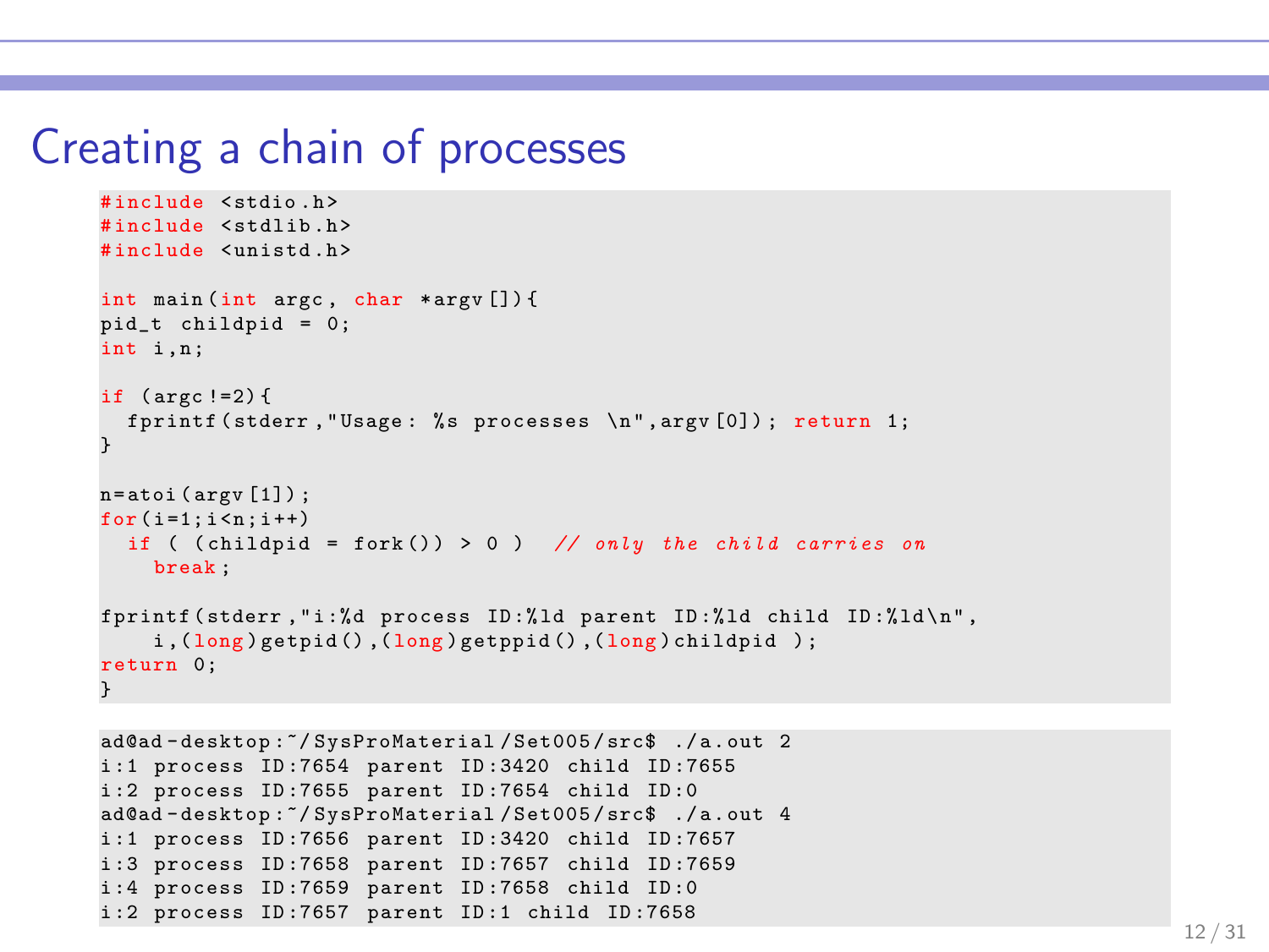# Creating a chain of processes

```c
#include <stdio.h>
#include <stdlib.h>
#include <unistd.h>

int main(int argc, char *argv[]){
pid_t childpid = 0;
int i,n;

if (argc!=2){
  fprintf(stderr,"Usage: %s processes \n",argv[0]); return 1;
}

n=atoi(argv[1]);
for(i=1;i<n;i++)
  if ( (childpid = fork()) > 0 )  // only the child carries on
    break;

fprintf(stderr,"i:%d process ID:%ld parent ID:%ld child ID:%ld\n",
    i,(long)getpid(),(long)getppid(),(long)childpid );
return 0;
}
```

```
ad@ad-desktop:~/SysProMaterial/Set005/src$ ./a.out 2
i:1 process ID:7654 parent ID:3420 child ID:7655
i:2 process ID:7655 parent ID:7654 child ID:0
ad@ad-desktop:~/SysProMaterial/Set005/src$ ./a.out 4
i:1 process ID:7656 parent ID:3420 child ID:7657
i:3 process ID:7658 parent ID:7657 child ID:7659
i:4 process ID:7659 parent ID:7658 child ID:0
i:2 process ID:7657 parent ID:1 child ID:7658
```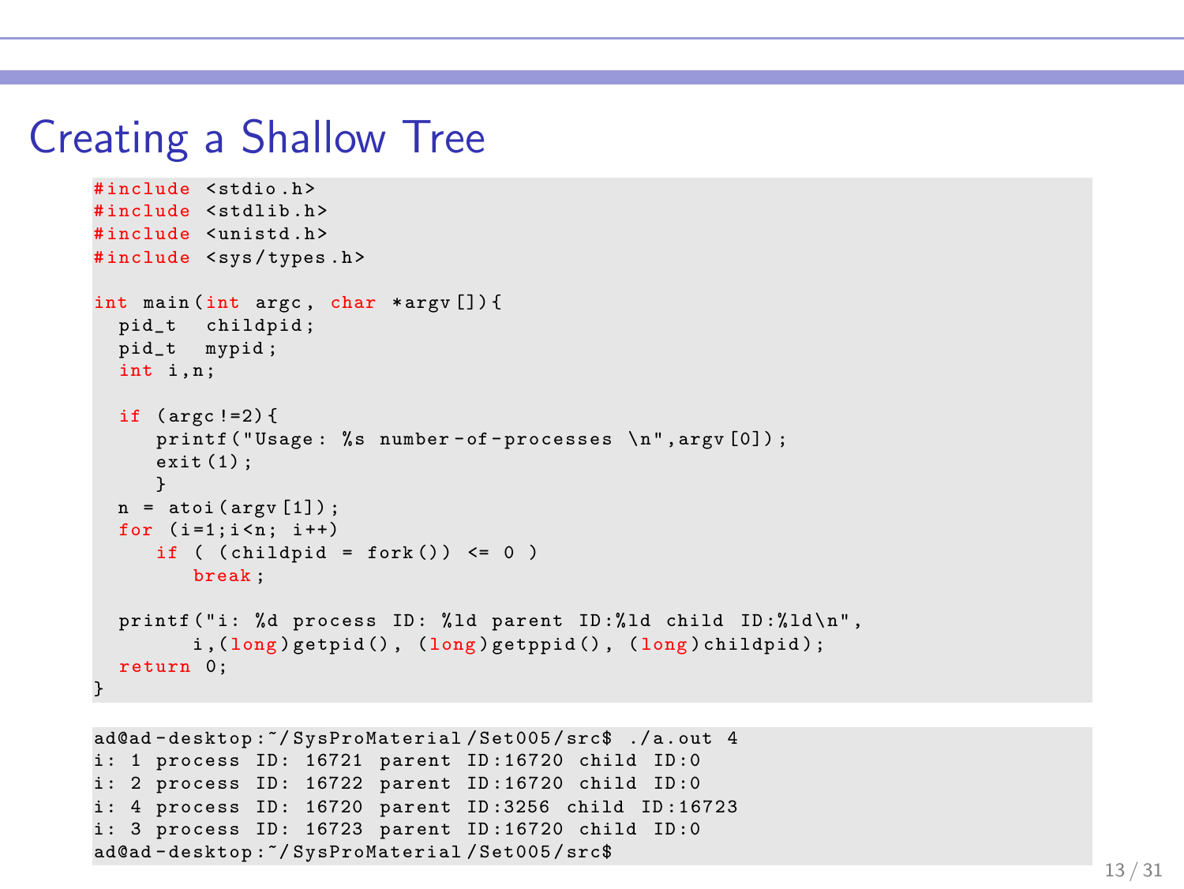# Creating a Shallow Tree

```c
#include <stdio.h>
#include <stdlib.h>
#include <unistd.h>
#include <sys/types.h>

int main(int argc, char *argv[]){
  pid_t  childpid;
  pid_t  mypid;
  int i,n;

  if (argc!=2){
     printf("Usage: %s number-of-processes \n",argv[0]);
     exit(1);
     }
  n = atoi(argv[1]);
  for (i=1;i<n; i++)
     if ( (childpid = fork()) <= 0 )
        break;

  printf("i: %d process ID: %ld parent ID:%ld child ID:%ld\n",
        i,(long)getpid(), (long)getppid(), (long)childpid);
  return 0;
}
```

```
ad@ad-desktop:~/SysProMaterial/Set005/src$ ./a.out 4
i: 1 process ID: 16721 parent ID:16720 child ID:0
i: 2 process ID: 16722 parent ID:16720 child ID:0
i: 4 process ID: 16720 parent ID:3256 child ID:16723
i: 3 process ID: 16723 parent ID:16720 child ID:0
ad@ad-desktop:~/SysProMaterial/Set005/src$
```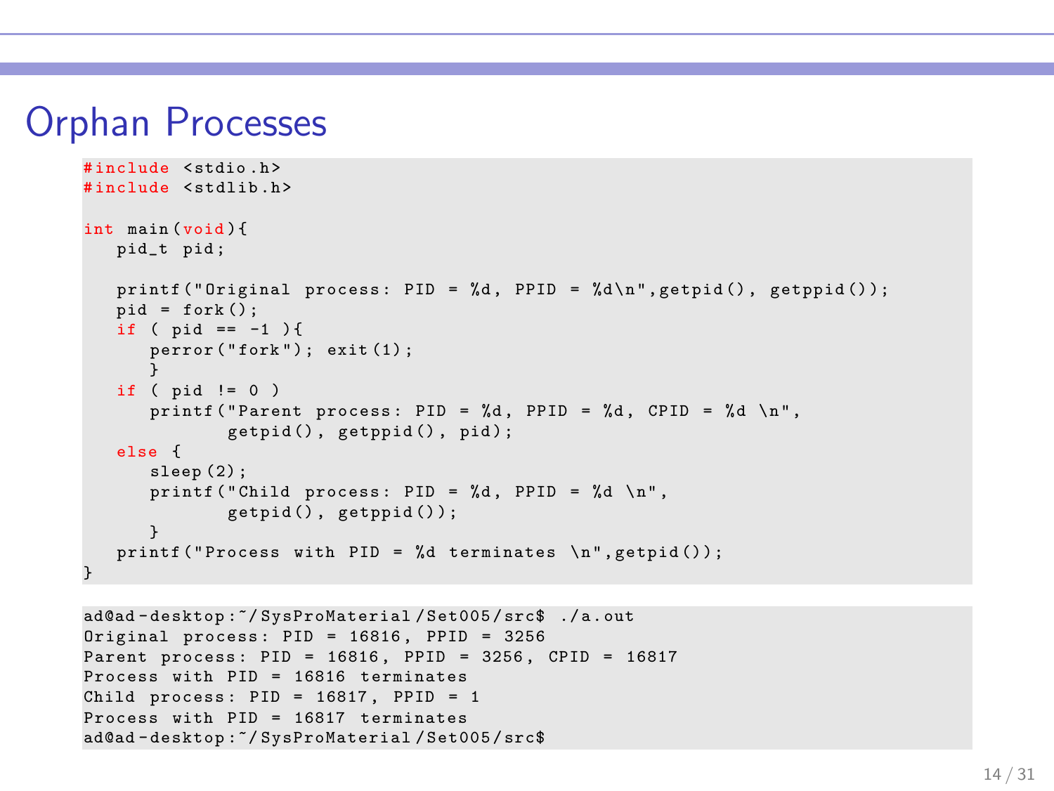# Orphan Processes

```c
#include <stdio.h>
#include <stdlib.h>

int main(void){
   pid_t pid;

   printf("Original process: PID = %d, PPID = %d\n",getpid(), getppid());
   pid = fork();
   if ( pid == -1 ){
      perror("fork"); exit(1);
      }
   if ( pid != 0 )
      printf("Parent process: PID = %d, PPID = %d, CPID = %d \n",
             getpid(), getppid(), pid);
   else {
      sleep(2);
      printf("Child process: PID = %d, PPID = %d \n",
             getpid(), getppid());
      }
   printf("Process with PID = %d terminates \n",getpid());
}
```

```
ad@ad-desktop:~/SysProMaterial/Set005/src$ ./a.out
Original process: PID = 16816, PPID = 3256
Parent process: PID = 16816, PPID = 3256, CPID = 16817
Process with PID = 16816 terminates
Child process: PID = 16817, PPID = 1
Process with PID = 16817 terminates
ad@ad-desktop:~/SysProMaterial/Set005/src$
```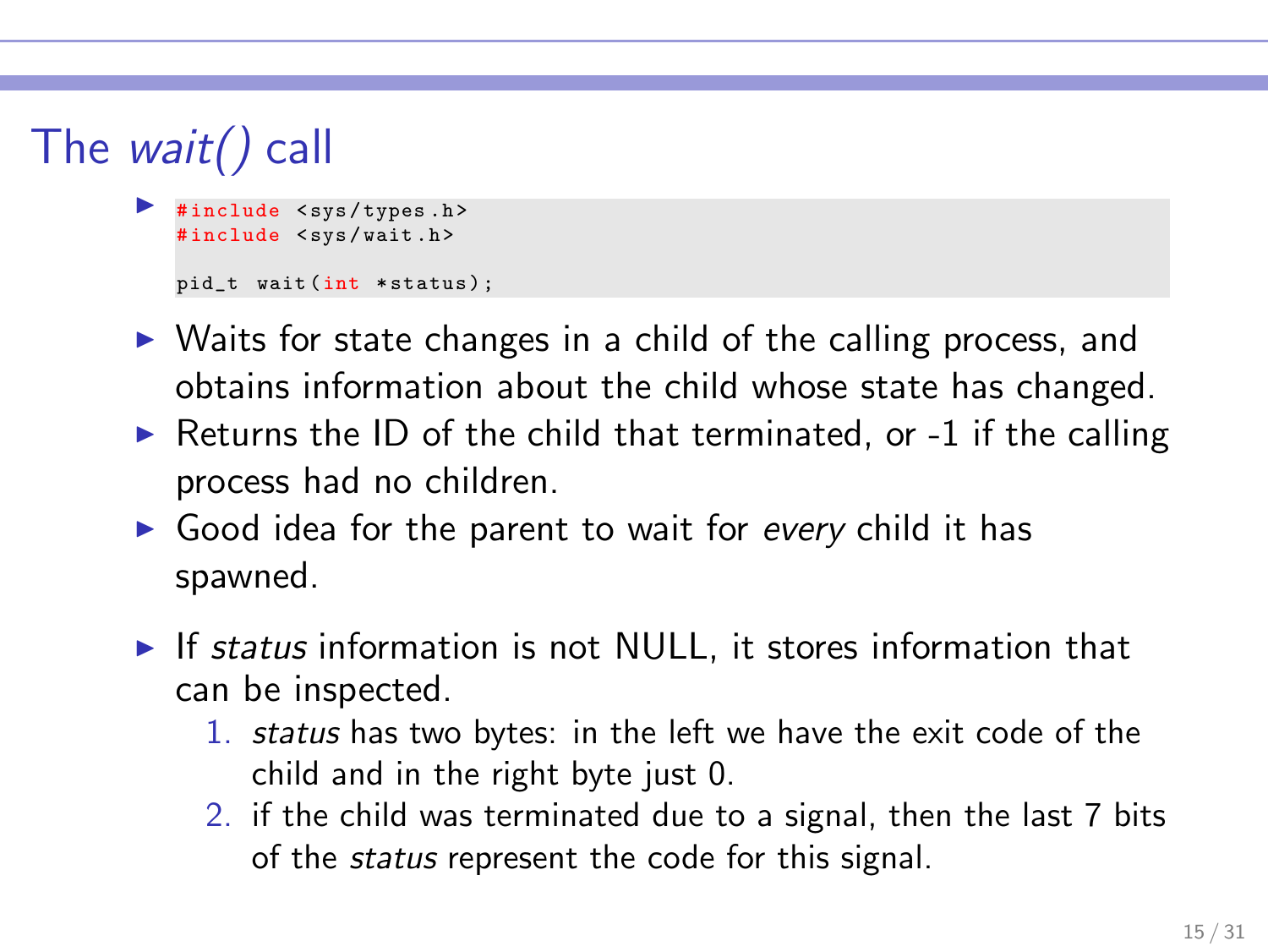# The *wait()* call

- ```
  #include <sys/types.h>
  #include <sys/wait.h>

  pid_t wait(int *status);
  ```
- Waits for state changes in a child of the calling process, and obtains information about the child whose state has changed.
- Returns the ID of the child that terminated, or -1 if the calling process had no children.
- Good idea for the parent to wait for *every* child it has spawned.
- If *status* information is not NULL, it stores information that can be inspected.
  1. *status* has two bytes: in the left we have the exit code of the child and in the right byte just 0.
  2. if the child was terminated due to a signal, then the last 7 bits of the *status* represent the code for this signal.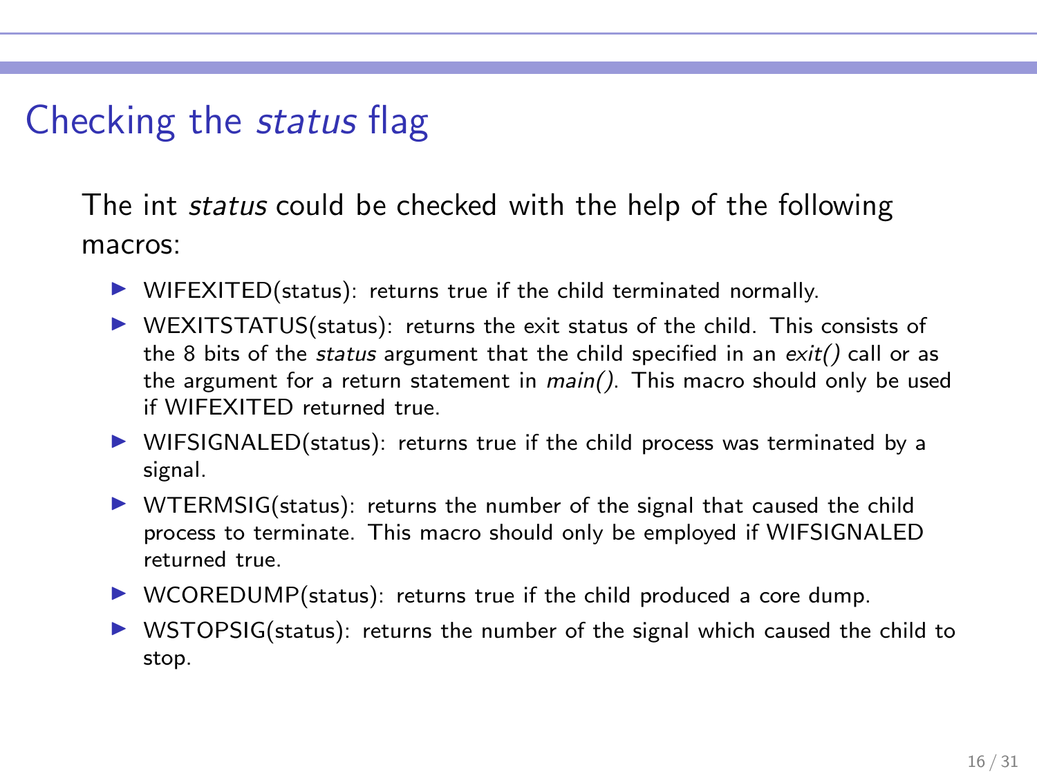# Checking the *status* flag

The int *status* could be checked with the help of the following macros:

- WIFEXITED(status): returns true if the child terminated normally.
- WEXITSTATUS(status): returns the exit status of the child. This consists of the 8 bits of the *status* argument that the child specified in an *exit()* call or as the argument for a return statement in *main()*. This macro should only be used if WIFEXITED returned true.
- WIFSIGNALED(status): returns true if the child process was terminated by a signal.
- WTERMSIG(status): returns the number of the signal that caused the child process to terminate. This macro should only be employed if WIFSIGNALED returned true.
- WCOREDUMP(status): returns true if the child produced a core dump.
- WSTOPSIG(status): returns the number of the signal which caused the child to stop.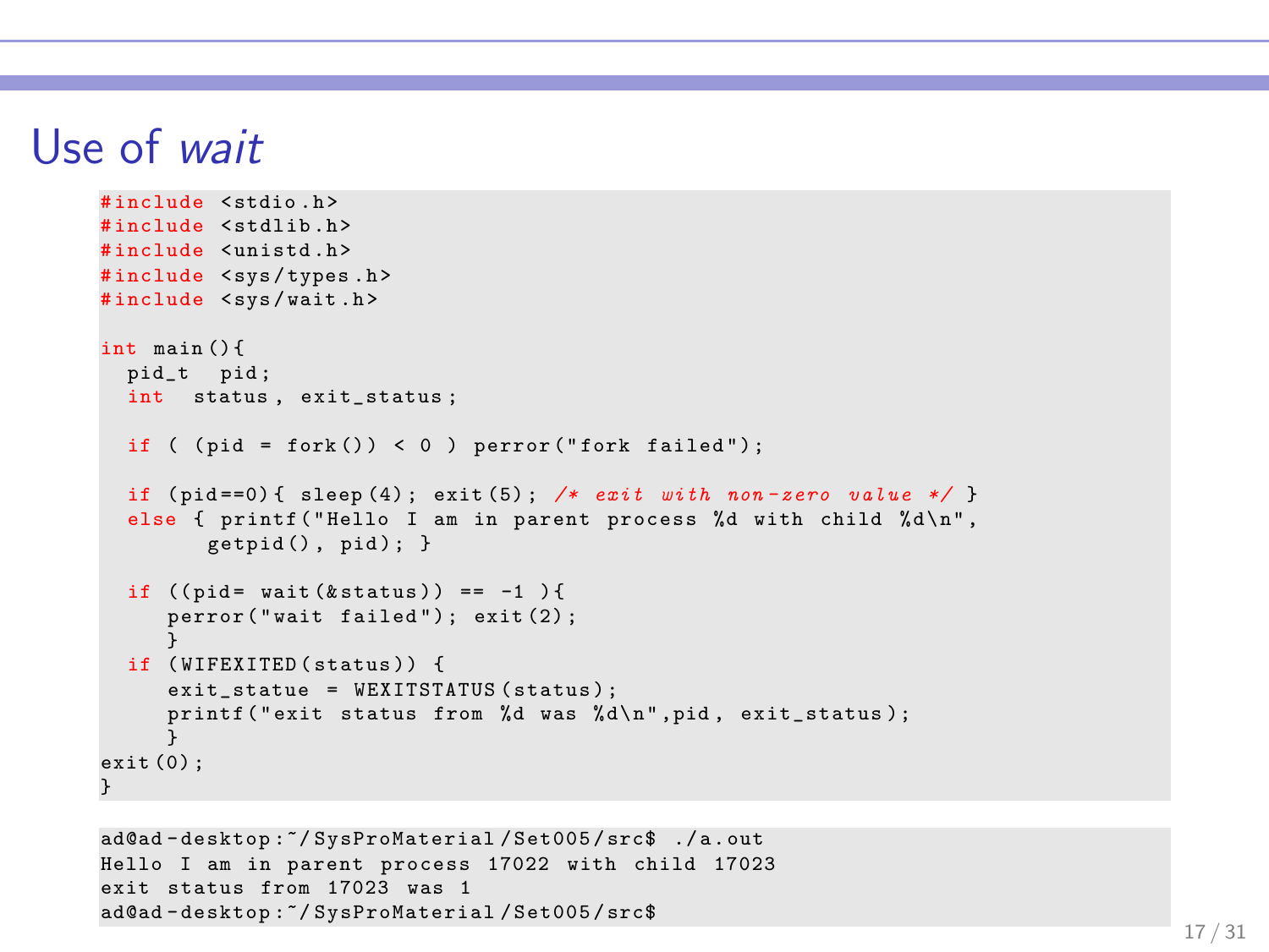# Use of *wait*

```c
#include <stdio.h>
#include <stdlib.h>
#include <unistd.h>
#include <sys/types.h>
#include <sys/wait.h>

int main(){
  pid_t  pid;
  int  status, exit_status;

  if ( (pid = fork()) < 0 ) perror("fork failed");

  if (pid==0){ sleep(4); exit(5); /* exit with non-zero value */ }
  else { printf("Hello I am in parent process %d with child %d\n",
        getpid(), pid); }

  if ((pid= wait(&status)) == -1 ){
     perror("wait failed"); exit(2);
     }
  if (WIFEXITED(status)) {
     exit_statue = WEXITSTATUS(status);
     printf("exit status from %d was %d\n",pid, exit_status);
     }
exit(0);
}
```

```
ad@ad-desktop:~/SysProMaterial/Set005/src$ ./a.out
Hello I am in parent process 17022 with child 17023
exit status from 17023 was 1
ad@ad-desktop:~/SysProMaterial/Set005/src$
```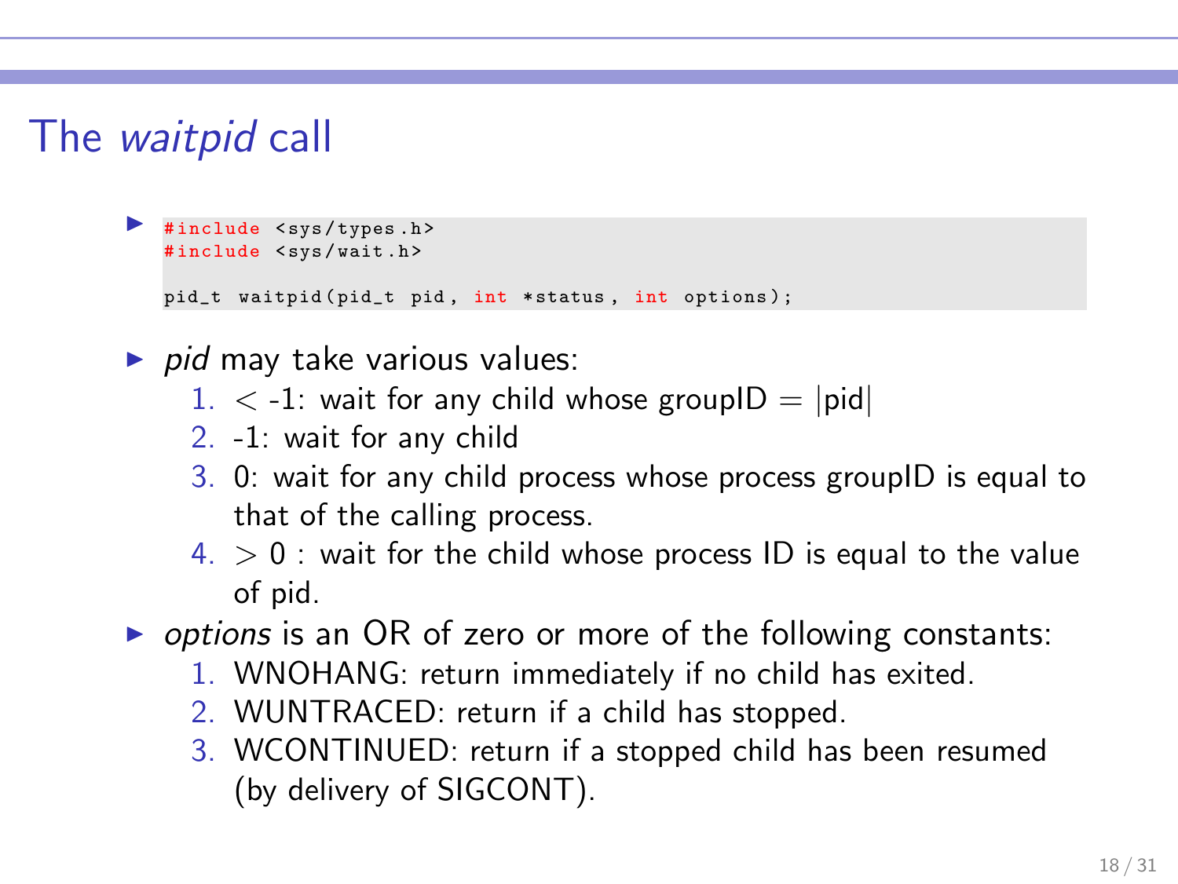# The *waitpid* call

- ```c
  #include <sys/types.h>
  #include <sys/wait.h>

  pid_t waitpid(pid_t pid, int *status, int options);
  ```

- *pid* may take various values:
  1. $<$ -1: wait for any child whose groupID $=$ $|$pid$|$
  2. -1: wait for any child
  3. 0: wait for any child process whose process groupID is equal to that of the calling process.
  4. $>0$ : wait for the child whose process ID is equal to the value of pid.

- *options* is an OR of zero or more of the following constants:
  1. WNOHANG: return immediately if no child has exited.
  2. WUNTRACED: return if a child has stopped.
  3. WCONTINUED: return if a stopped child has been resumed (by delivery of SIGCONT).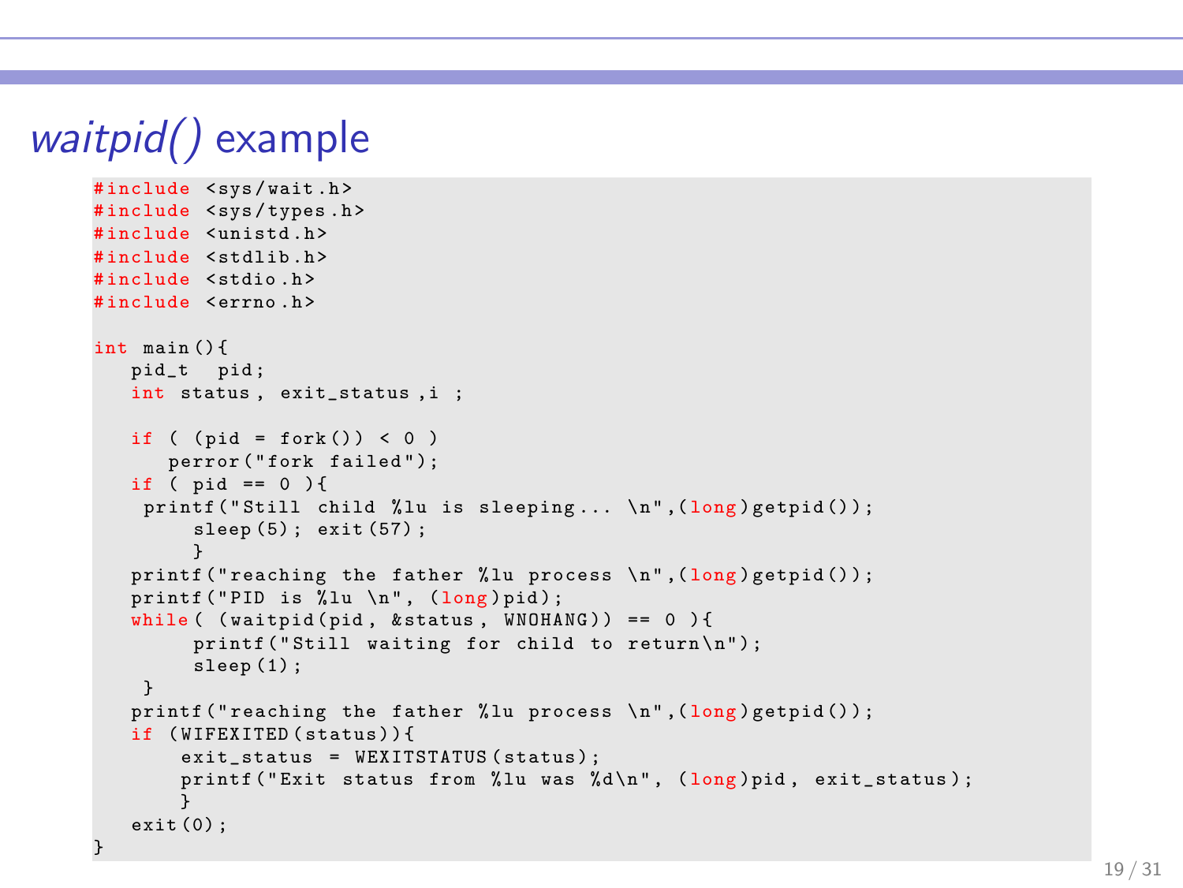# *waitpid()* example

```
#include <sys/wait.h>
#include <sys/types.h>
#include <unistd.h>
#include <stdlib.h>
#include <stdio.h>
#include <errno.h>

int main(){
   pid_t  pid;
   int status, exit_status,i ;

   if ( (pid = fork()) < 0 )
      perror("fork failed");
   if ( pid == 0 ){
    printf("Still child %lu is sleeping... \n",(long)getpid());
        sleep(5); exit(57);
        }
   printf("reaching the father %lu process \n",(long)getpid());
   printf("PID is %lu \n", (long)pid);
   while( (waitpid(pid, &status, WNOHANG)) == 0 ){
        printf("Still waiting for child to return\n");
        sleep(1);
    }
   printf("reaching the father %lu process \n",(long)getpid());
   if (WIFEXITED(status)){
       exit_status = WEXITSTATUS(status);
       printf("Exit status from %lu was %d\n", (long)pid, exit_status);
       }
   exit(0);
}
```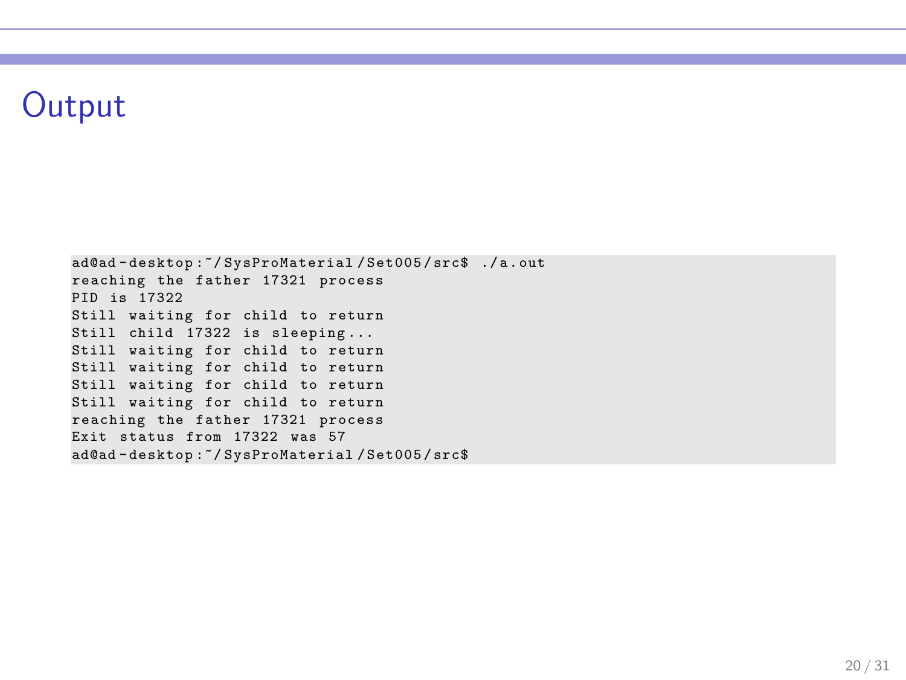# Output

```
ad@ad-desktop:~/SysProMaterial/Set005/src$ ./a.out
reaching the father 17321 process
PID is 17322
Still waiting for child to return
Still child 17322 is sleeping...
Still waiting for child to return
Still waiting for child to return
Still waiting for child to return
Still waiting for child to return
reaching the father 17321 process
Exit status from 17322 was 57
ad@ad-desktop:~/SysProMaterial/Set005/src$
```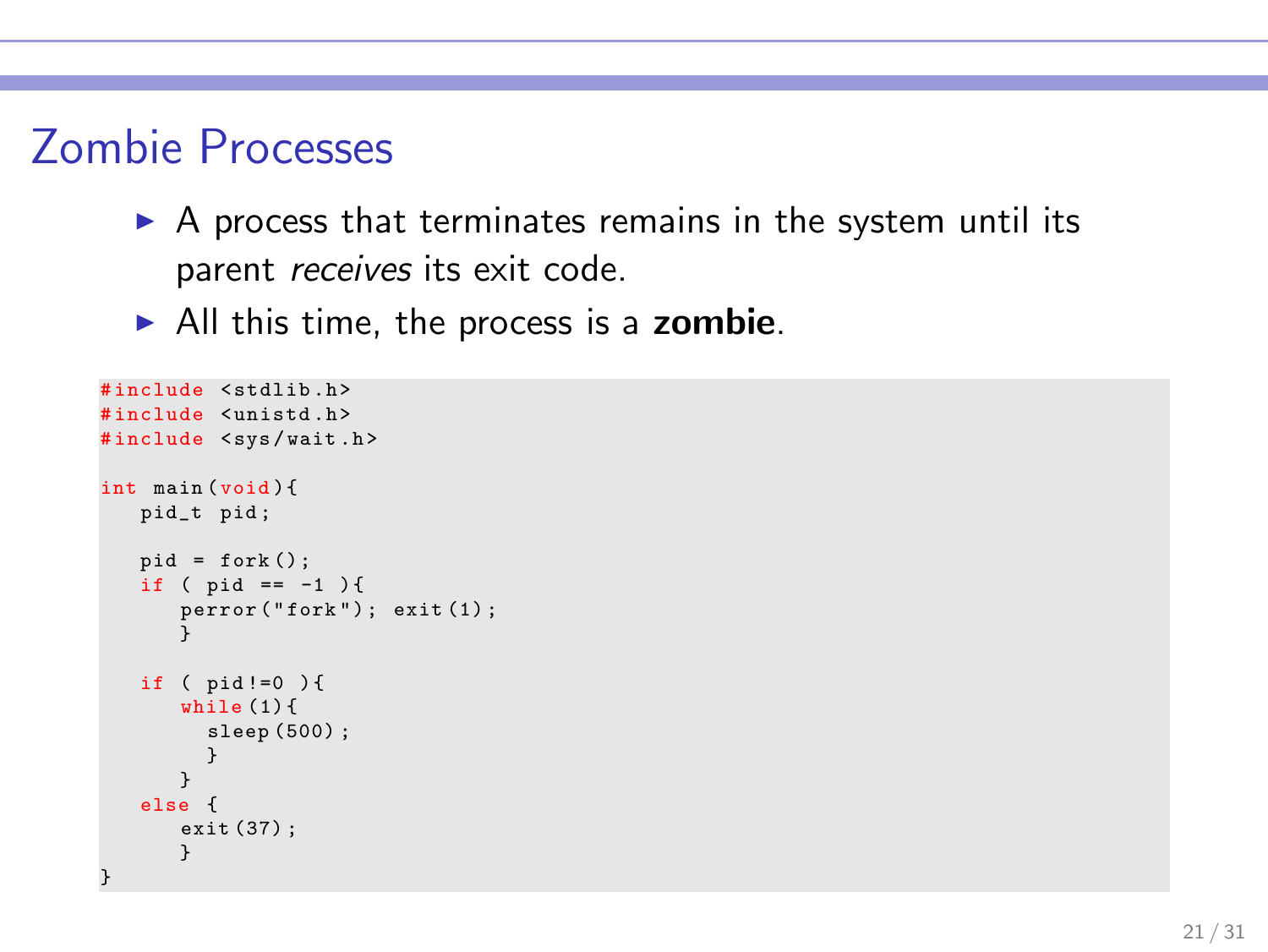## Zombie Processes

- A process that terminates remains in the system until its parent *receives* its exit code.
- All this time, the process is a **zombie**.

```
#include <stdlib.h>
#include <unistd.h>
#include <sys/wait.h>

int main(void){
   pid_t pid;

   pid = fork();
   if ( pid == -1 ){
      perror("fork"); exit(1);
      }

   if ( pid!=0 ){
      while(1){
        sleep(500);
        }
      }
   else {
      exit(37);
      }
}
```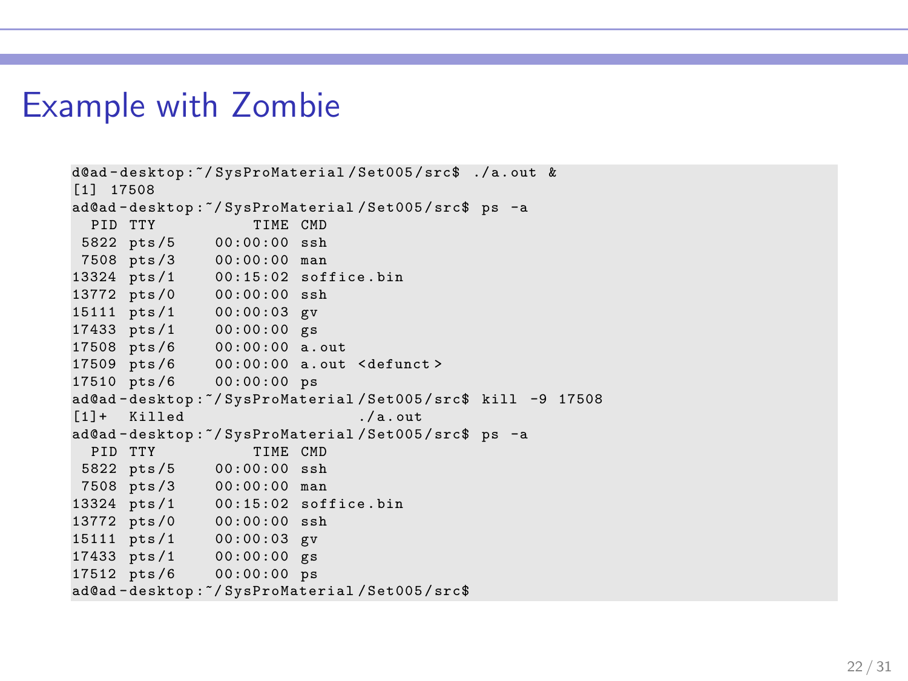# Example with Zombie

```
d@ad-desktop:~/SysProMaterial/Set005/src$ ./a.out &
[1] 17508
ad@ad-desktop:~/SysProMaterial/Set005/src$ ps -a
  PID TTY          TIME CMD
 5822 pts/5    00:00:00 ssh
 7508 pts/3    00:00:00 man
13324 pts/1    00:15:02 soffice.bin
13772 pts/0    00:00:00 ssh
15111 pts/1    00:00:03 gv
17433 pts/1    00:00:00 gs
17508 pts/6    00:00:00 a.out
17509 pts/6    00:00:00 a.out <defunct>
17510 pts/6    00:00:00 ps
ad@ad-desktop:~/SysProMaterial/Set005/src$ kill -9 17508
[1]+  Killed                  ./a.out
ad@ad-desktop:~/SysProMaterial/Set005/src$ ps -a
  PID TTY          TIME CMD
 5822 pts/5    00:00:00 ssh
 7508 pts/3    00:00:00 man
13324 pts/1    00:15:02 soffice.bin
13772 pts/0    00:00:00 ssh
15111 pts/1    00:00:03 gv
17433 pts/1    00:00:00 gs
17512 pts/6    00:00:00 ps
ad@ad-desktop:~/SysProMaterial/Set005/src$
```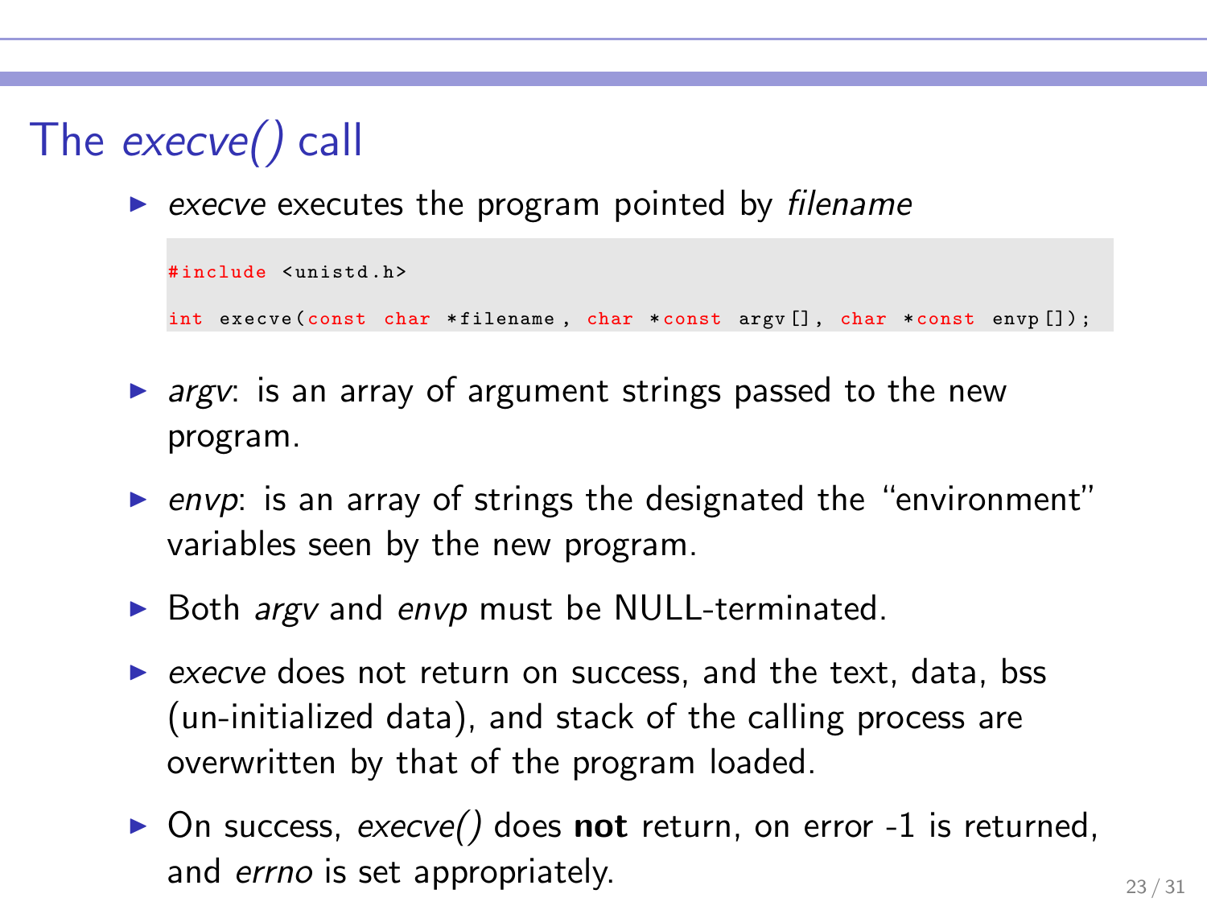# The *execve()* call

- *execve* executes the program pointed by *filename*

```
#include <unistd.h>

int execve(const char *filename, char *const argv[], char *const envp[]);
```

- *argv*: is an array of argument strings passed to the new program.
- *envp*: is an array of strings the designated the "environment" variables seen by the new program.
- Both *argv* and *envp* must be NULL-terminated.
- *execve* does not return on success, and the text, data, bss (un-initialized data), and stack of the calling process are overwritten by that of the program loaded.
- On success, *execve()* does **not** return, on error -1 is returned, and *errno* is set appropriately.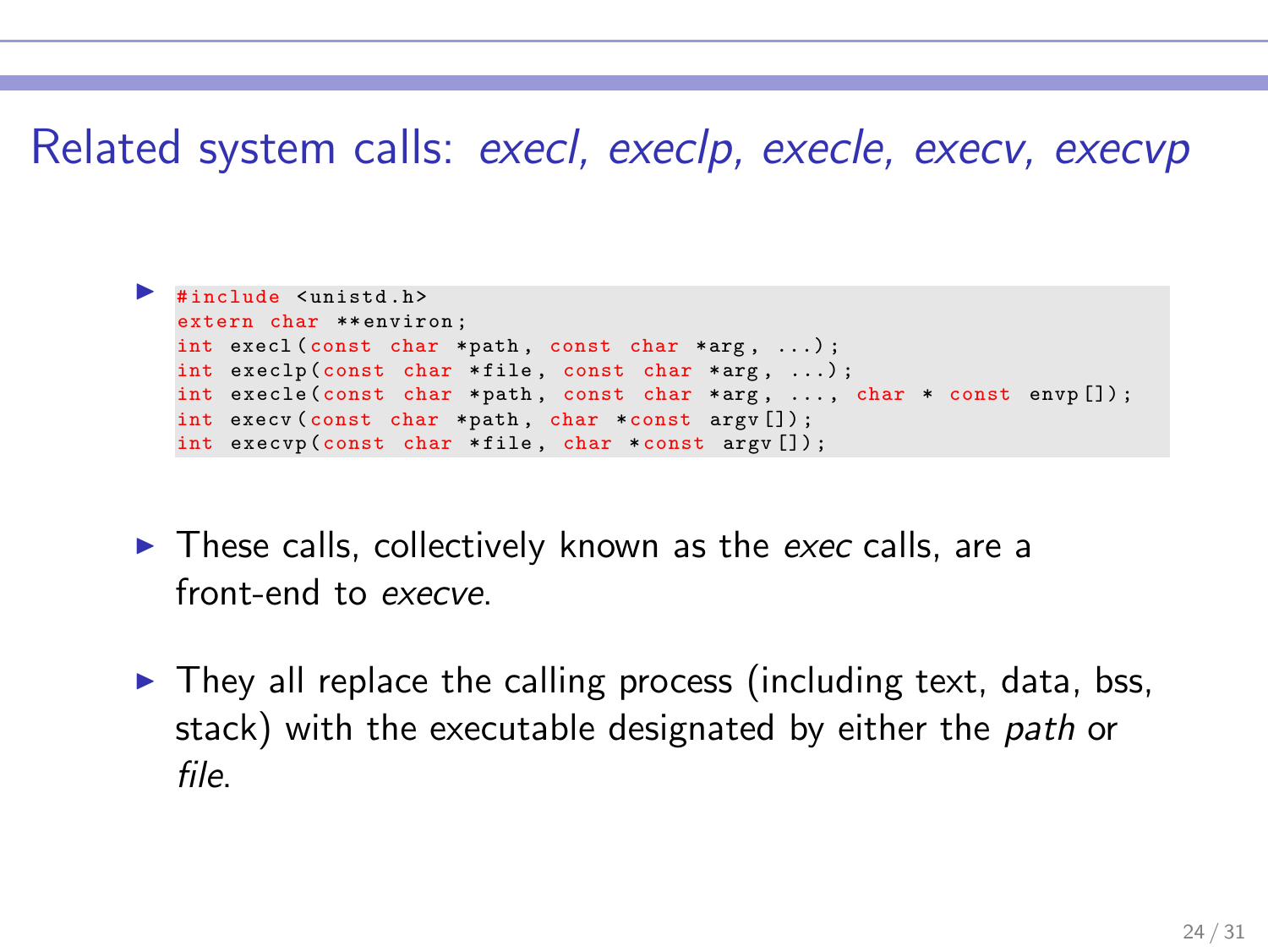# Related system calls: *execl, execlp, execle, execv, execvp*

- ```c
  #include <unistd.h>
  extern char **environ;
  int execl(const char *path, const char *arg, ...);
  int execlp(const char *file, const char *arg, ...);
  int execle(const char *path, const char *arg, ..., char * const envp[]);
  int execv(const char *path, char *const argv[]);
  int execvp(const char *file, char *const argv[]);
  ```

- These calls, collectively known as the *exec* calls, are a front-end to *execve*.

- They all replace the calling process (including text, data, bss, stack) with the executable designated by either the *path* or *file*.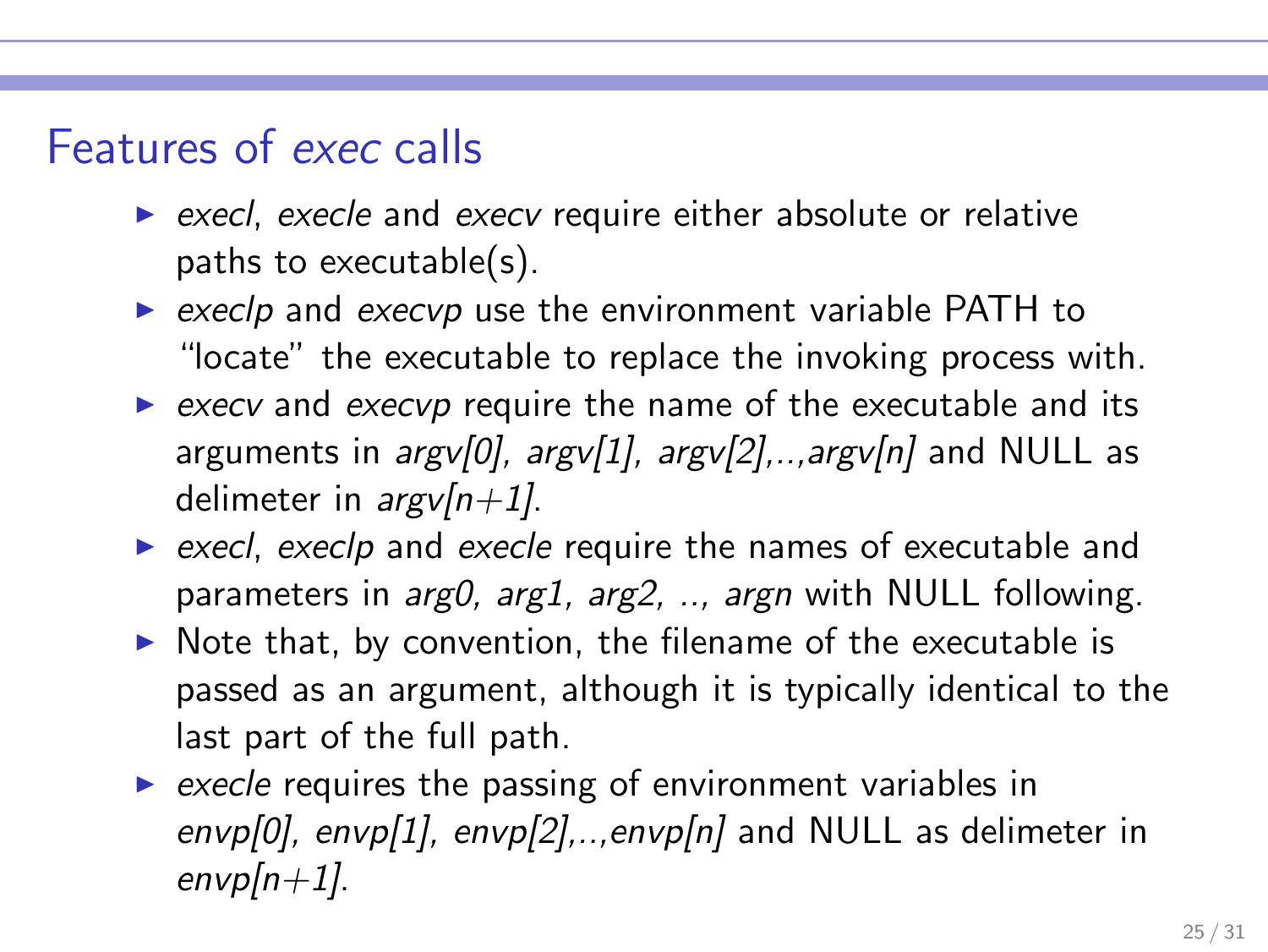# Features of *exec* calls

- *execl*, *execle* and *execv* require either absolute or relative paths to executable(s).
- *execlp* and *execvp* use the environment variable PATH to "locate" the executable to replace the invoking process with.
- *execv* and *execvp* require the name of the executable and its arguments in *argv[0], argv[1], argv[2],..,argv[n]* and NULL as delimeter in *argv[n+1]*.
- *execl*, *execlp* and *execle* require the names of executable and parameters in *arg0, arg1, arg2, .., argn* with NULL following.
- Note that, by convention, the filename of the executable is passed as an argument, although it is typically identical to the last part of the full path.
- *execle* requires the passing of environment variables in *envp[0], envp[1], envp[2],..,envp[n]* and NULL as delimeter in *envp[n+1]*.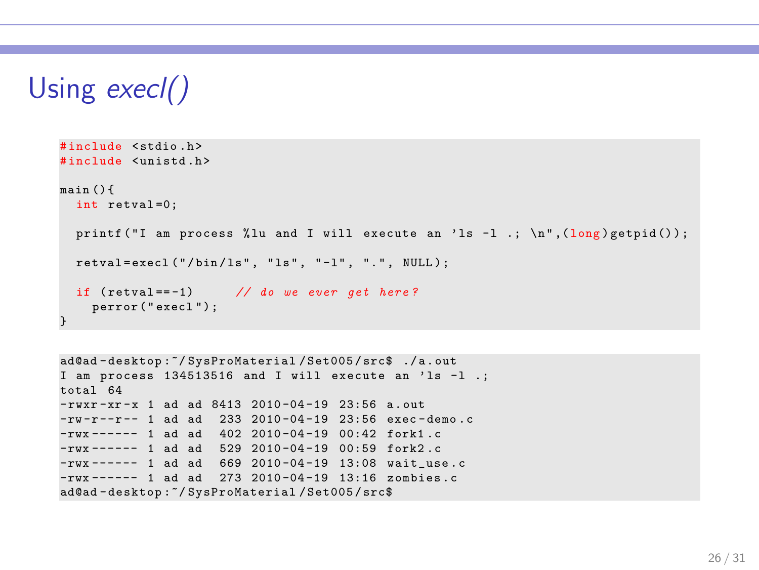# Using *execl()*

```c
#include <stdio.h>
#include <unistd.h>

main(){
  int retval=0;

  printf("I am process %lu and I will execute an 'ls -l .; \n",(long)getpid());

  retval=execl("/bin/ls", "ls", "-l", ".", NULL);

  if (retval==-1)      // do we ever get here?
    perror("execl");
}
```

```
ad@ad-desktop:~/SysProMaterial/Set005/src$ ./a.out
I am process 134513516 and I will execute an 'ls -l .;
total 64
-rwxr-xr-x 1 ad ad 8413 2010-04-19 23:56 a.out
-rw-r--r-- 1 ad ad  233 2010-04-19 23:56 exec-demo.c
-rwx------ 1 ad ad  402 2010-04-19 00:42 fork1.c
-rwx------ 1 ad ad  529 2010-04-19 00:59 fork2.c
-rwx------ 1 ad ad  669 2010-04-19 13:08 wait_use.c
-rwx------ 1 ad ad  273 2010-04-19 13:16 zombies.c
ad@ad-desktop:~/SysProMaterial/Set005/src$
```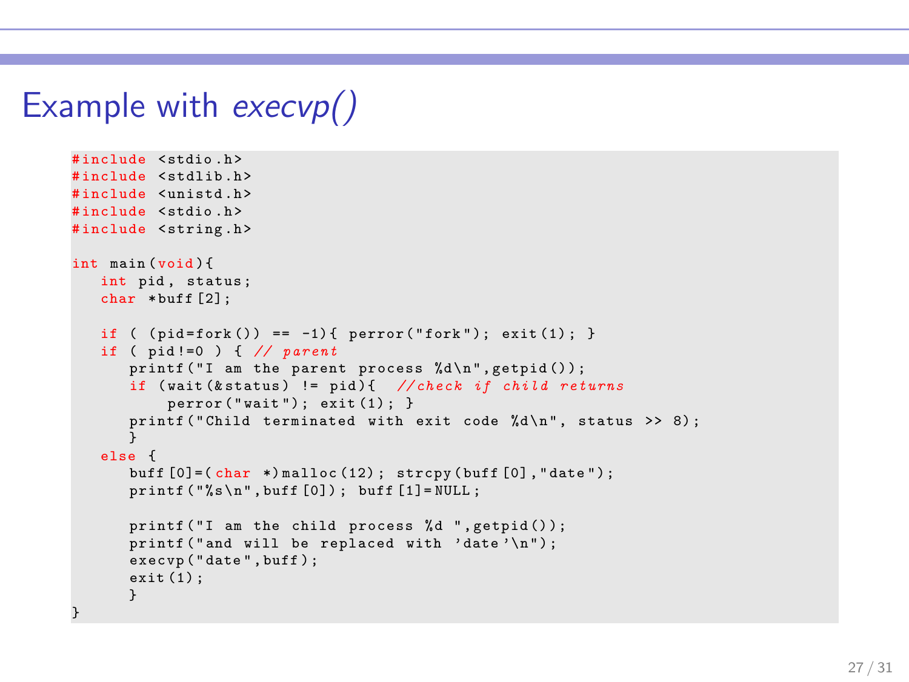# Example with *execvp()*

```c
#include <stdio.h>
#include <stdlib.h>
#include <unistd.h>
#include <stdio.h>
#include <string.h>

int main(void){
   int pid, status;
   char *buff[2];

   if ( (pid=fork()) == -1){ perror("fork"); exit(1); }
   if ( pid!=0 ) { // parent
      printf("I am the parent process %d\n",getpid());
      if (wait(&status) != pid){  //check if child returns
          perror("wait"); exit(1); }
      printf("Child terminated with exit code %d\n", status >> 8);
      }
   else {
      buff[0]=(char *)malloc(12); strcpy(buff[0],"date");
      printf("%s\n",buff[0]); buff[1]=NULL;

      printf("I am the child process %d ",getpid());
      printf("and will be replaced with 'date'\n");
      execvp("date",buff);
      exit(1);
      }
}
```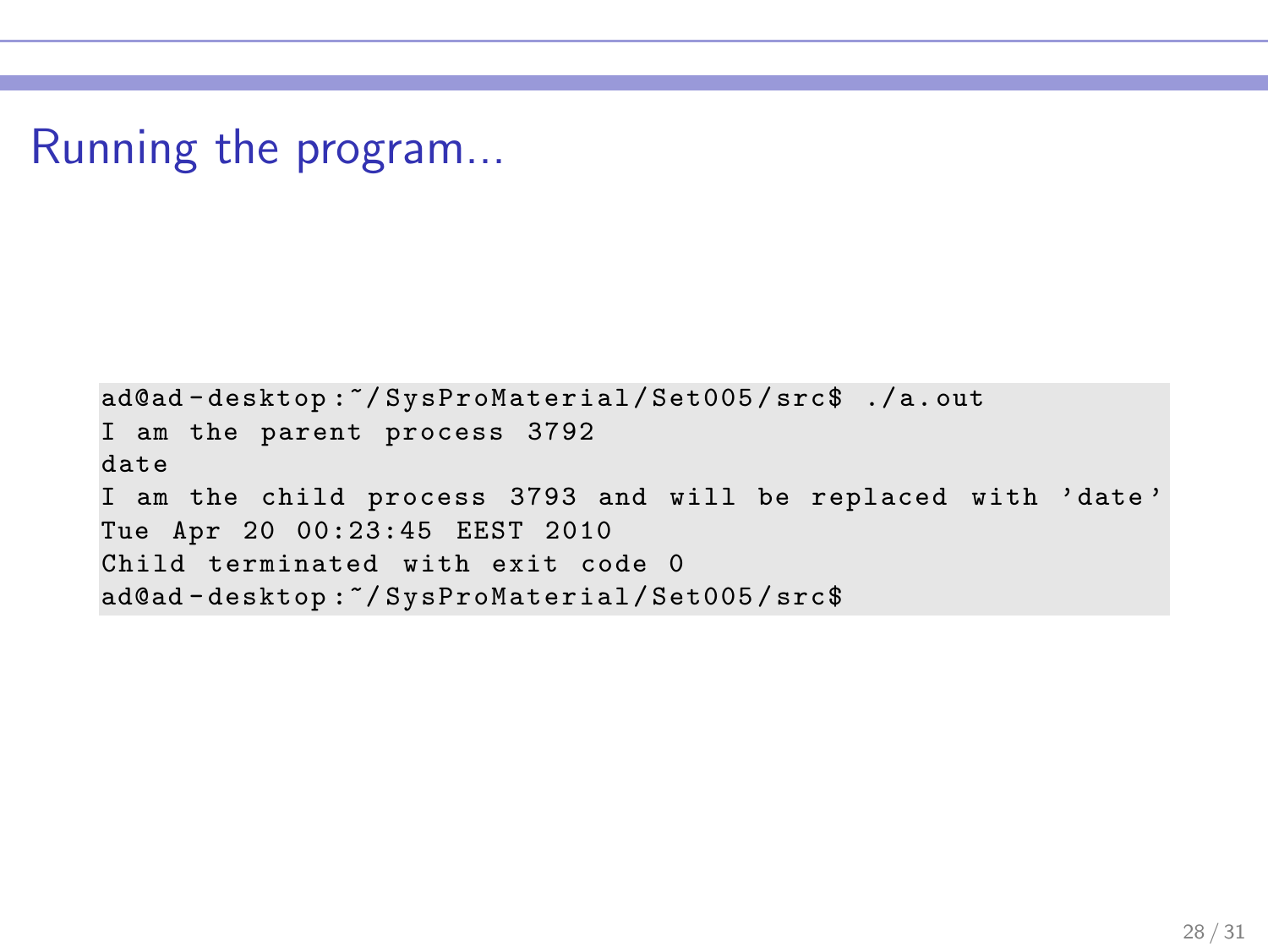# Running the program...

```
ad@ad-desktop:~/SysProMaterial/Set005/src$ ./a.out
I am the parent process 3792
date
I am the child process 3793 and will be replaced with 'date'
Tue Apr 20 00:23:45 EEST 2010
Child terminated with exit code 0
ad@ad-desktop:~/SysProMaterial/Set005/src$
```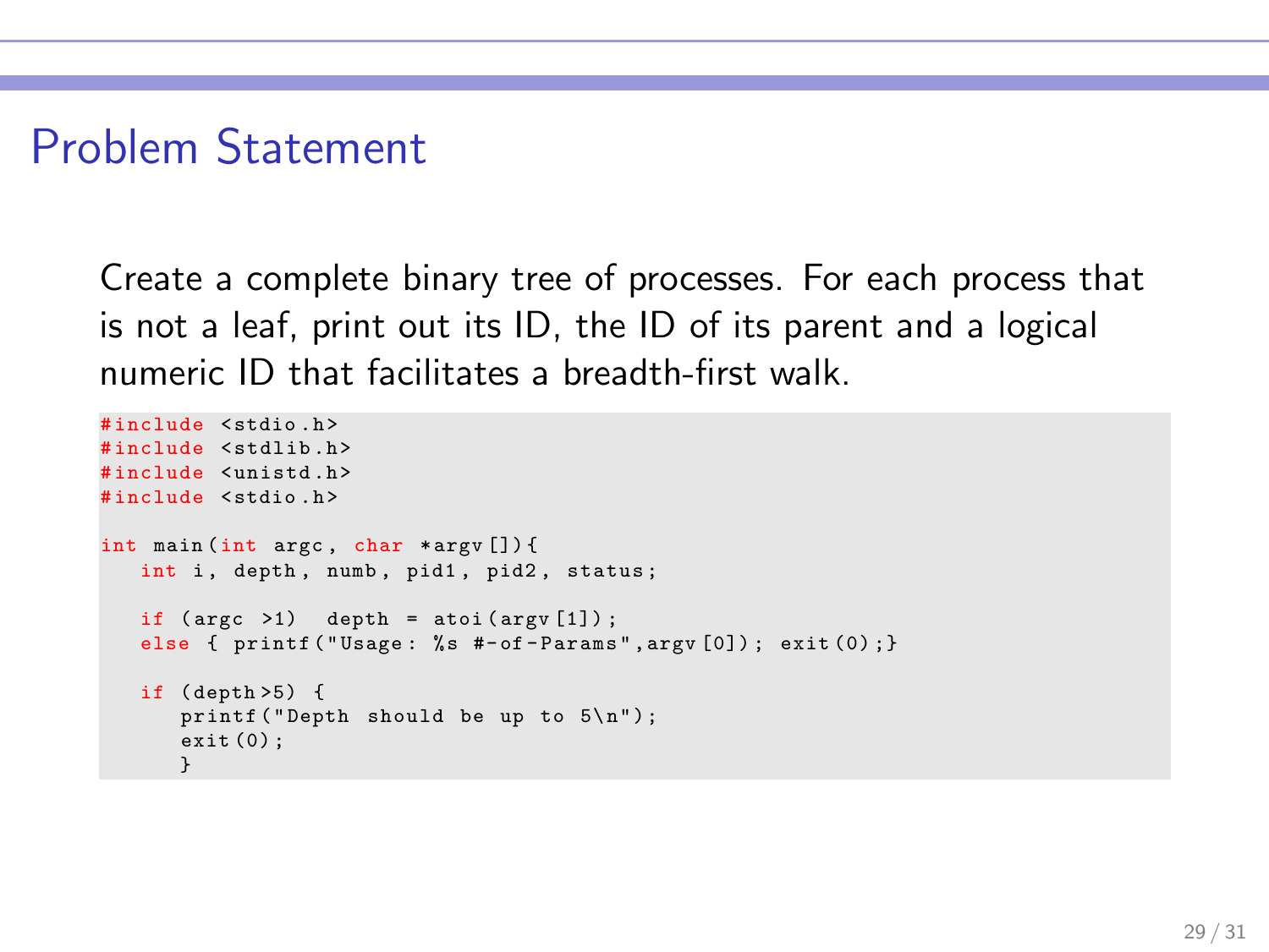# Problem Statement

Create a complete binary tree of processes. For each process that is not a leaf, print out its ID, the ID of its parent and a logical numeric ID that facilitates a breadth-first walk.

```
#include <stdio.h>
#include <stdlib.h>
#include <unistd.h>
#include <stdio.h>

int main(int argc, char *argv[]){
   int i, depth, numb, pid1, pid2, status;

   if (argc >1)  depth = atoi(argv[1]);
   else { printf("Usage: %s #-of-Params",argv[0]); exit(0);}

   if (depth>5) {
      printf("Depth should be up to 5\n");
      exit(0);
      }
```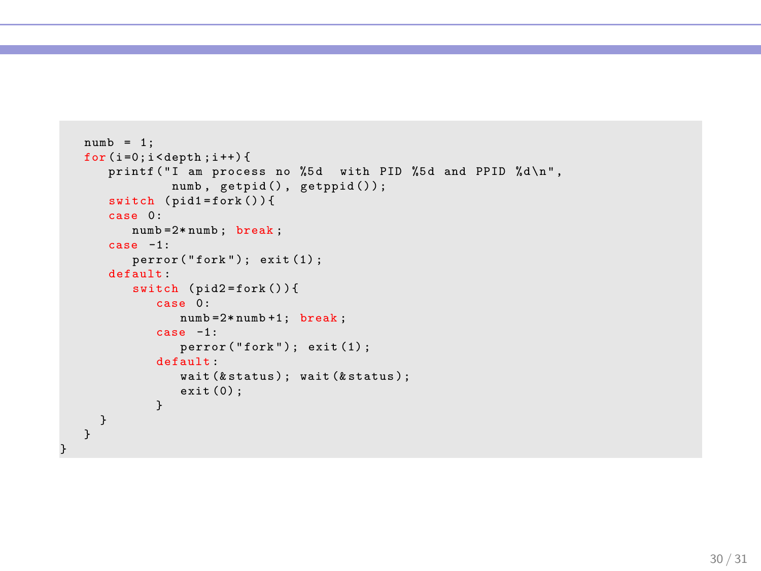```
   numb = 1;
   for(i=0;i<depth;i++){
      printf("I am process no %5d  with PID %5d and PPID %d\n",
                numb, getpid(), getppid());
      switch (pid1=fork()){
      case 0:
         numb=2*numb; break;
      case -1:
         perror("fork"); exit(1);
      default:
         switch (pid2=fork()){
            case 0:
               numb=2*numb+1; break;
            case -1:
               perror("fork"); exit(1);
            default:
               wait(&status); wait(&status);
               exit(0);
            }
     }
   }
}
```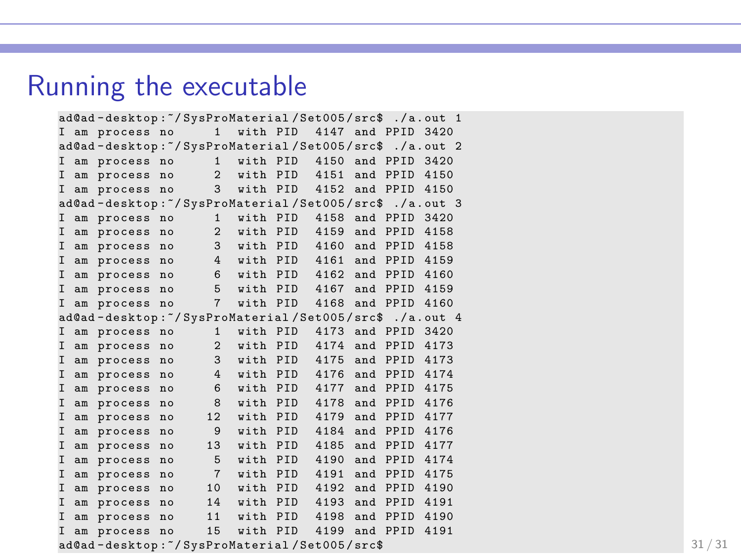# Running the executable

```
ad@ad-desktop:~/SysProMaterial/Set005/src$ ./a.out 1
I am process no     1  with PID  4147 and PPID 3420
ad@ad-desktop:~/SysProMaterial/Set005/src$ ./a.out 2
I am process no     1  with PID  4150 and PPID 3420
I am process no     2  with PID  4151 and PPID 4150
I am process no     3  with PID  4152 and PPID 4150
ad@ad-desktop:~/SysProMaterial/Set005/src$ ./a.out 3
I am process no     1  with PID  4158 and PPID 3420
I am process no     2  with PID  4159 and PPID 4158
I am process no     3  with PID  4160 and PPID 4158
I am process no     4  with PID  4161 and PPID 4159
I am process no     6  with PID  4162 and PPID 4160
I am process no     5  with PID  4167 and PPID 4159
I am process no     7  with PID  4168 and PPID 4160
ad@ad-desktop:~/SysProMaterial/Set005/src$ ./a.out 4
I am process no     1  with PID  4173 and PPID 3420
I am process no     2  with PID  4174 and PPID 4173
I am process no     3  with PID  4175 and PPID 4173
I am process no     4  with PID  4176 and PPID 4174
I am process no     6  with PID  4177 and PPID 4175
I am process no     8  with PID  4178 and PPID 4176
I am process no    12  with PID  4179 and PPID 4177
I am process no     9  with PID  4184 and PPID 4176
I am process no    13  with PID  4185 and PPID 4177
I am process no     5  with PID  4190 and PPID 4174
I am process no     7  with PID  4191 and PPID 4175
I am process no    10  with PID  4192 and PPID 4190
I am process no    14  with PID  4193 and PPID 4191
I am process no    11  with PID  4198 and PPID 4190
I am process no    15  with PID  4199 and PPID 4191
ad@ad-desktop:~/SysProMaterial/Set005/src$
```